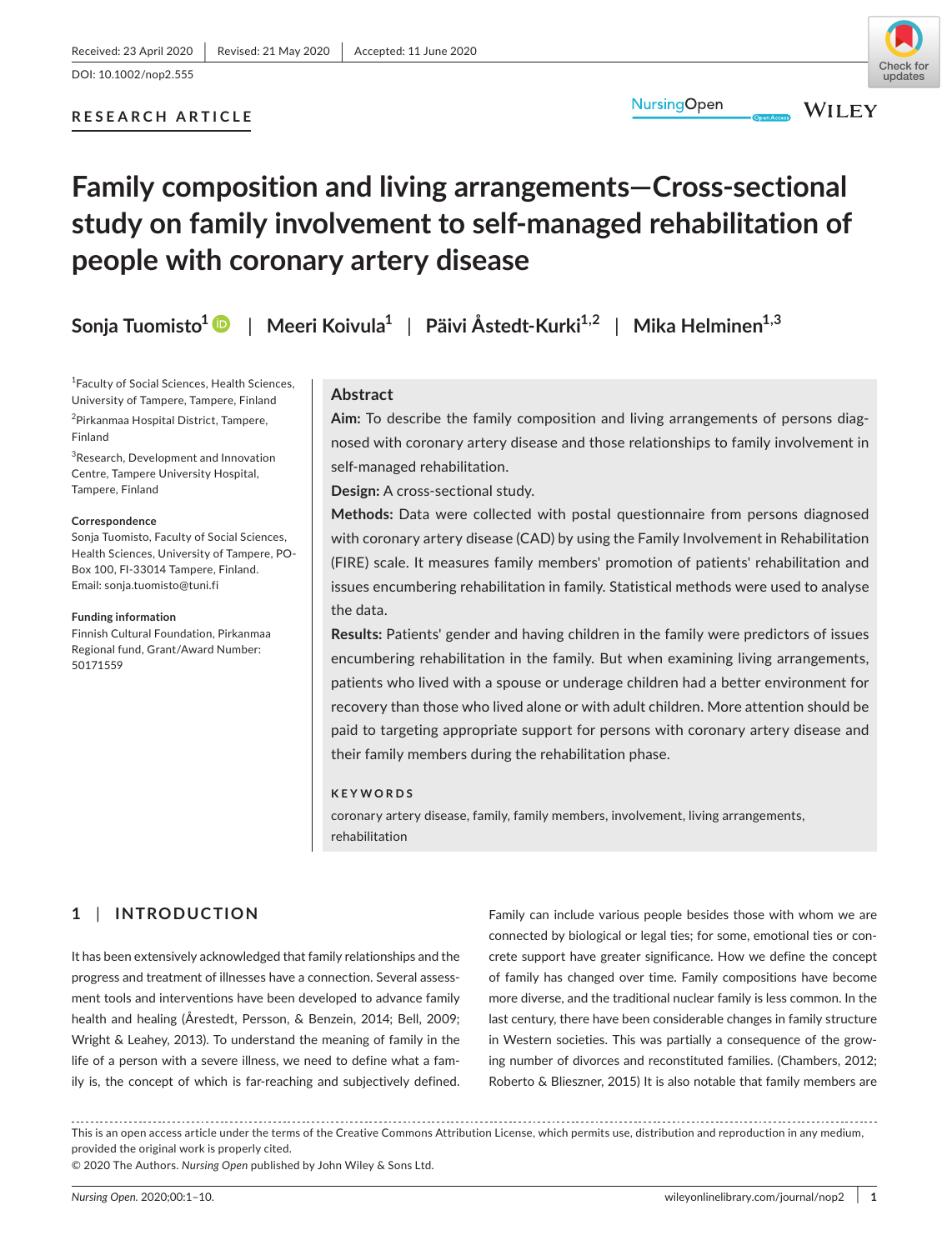Received: 23 April 2020 | Revised: 21 May 2020 | Accepted: 11 June 2020

DOI: 10.1002/nop2.555

RESEARCH ARTICLE

# Family composition and living arrangements—Cross-sectional study on family involvement to self-managed rehabilitation of people with coronary artery disease

Sonja Tuomisto[1] | Meeri Koivula[1] | Päivi Åstedt-Kurki[1,2] | Mika Helminen[1,3]

[1]Faculty of Social Sciences, Health Sciences, University of Tampere, Tampere, Finland

[2]Pirkanmaa Hospital District, Tampere, Finland

[3]Research, Development and Innovation Centre, Tampere University Hospital, Tampere, Finland

**Correspondence**
Sonja Tuomisto, Faculty of Social Sciences, Health Sciences, University of Tampere, PO-Box 100, FI-33014 Tampere, Finland.
Email: sonja.tuomisto@tuni.fi

**Funding information**
Finnish Cultural Foundation, Pirkanmaa Regional fund, Grant/Award Number: 50171559

## Abstract

**Aim:** To describe the family composition and living arrangements of persons diagnosed with coronary artery disease and those relationships to family involvement in self-managed rehabilitation.

**Design:** A cross-sectional study.

**Methods:** Data were collected with postal questionnaire from persons diagnosed with coronary artery disease (CAD) by using the Family Involvement in Rehabilitation (FIRE) scale. It measures family members' promotion of patients' rehabilitation and issues encumbering rehabilitation in family. Statistical methods were used to analyse the data.

**Results:** Patients' gender and having children in the family were predictors of issues encumbering rehabilitation in the family. But when examining living arrangements, patients who lived with a spouse or underage children had a better environment for recovery than those who lived alone or with adult children. More attention should be paid to targeting appropriate support for persons with coronary artery disease and their family members during the rehabilitation phase.

**KEYWORDS**

coronary artery disease, family, family members, involvement, living arrangements, rehabilitation

## 1 | INTRODUCTION

It has been extensively acknowledged that family relationships and the progress and treatment of illnesses have a connection. Several assessment tools and interventions have been developed to advance family health and healing (Årestedt, Persson, & Benzein, 2014; Bell, 2009; Wright & Leahey, 2013). To understand the meaning of family in the life of a person with a severe illness, we need to define what a family is, the concept of which is far-reaching and subjectively defined. Family can include various people besides those with whom we are connected by biological or legal ties; for some, emotional ties or concrete support have greater significance. How we define the concept of family has changed over time. Family compositions have become more diverse, and the traditional nuclear family is less common. In the last century, there have been considerable changes in family structure in Western societies. This was partially a consequence of the growing number of divorces and reconstituted families. (Chambers, 2012; Roberto & Blieszner, 2015) It is also notable that family members are

This is an open access article under the terms of the Creative Commons Attribution License, which permits use, distribution and reproduction in any medium, provided the original work is properly cited.
© 2020 The Authors. *Nursing Open* published by John Wiley & Sons Ltd.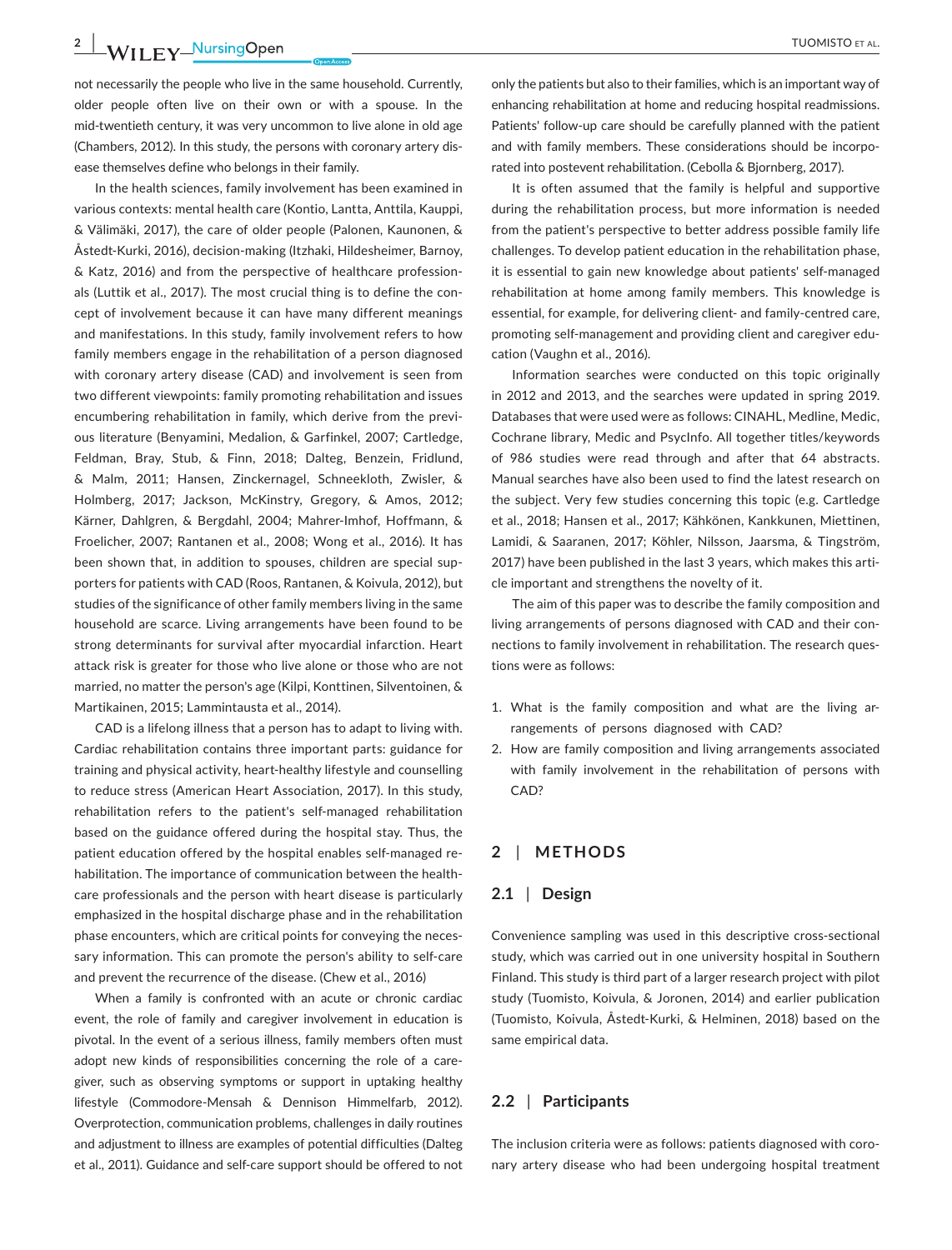not necessarily the people who live in the same household. Currently, older people often live on their own or with a spouse. In the mid-twentieth century, it was very uncommon to live alone in old age (Chambers, 2012). In this study, the persons with coronary artery disease themselves define who belongs in their family.

In the health sciences, family involvement has been examined in various contexts: mental health care (Kontio, Lantta, Anttila, Kauppi, & Välimäki, 2017), the care of older people (Palonen, Kaunonen, & Åstedt-Kurki, 2016), decision-making (Itzhaki, Hildesheimer, Barnoy, & Katz, 2016) and from the perspective of healthcare professionals (Luttik et al., 2017). The most crucial thing is to define the concept of involvement because it can have many different meanings and manifestations. In this study, family involvement refers to how family members engage in the rehabilitation of a person diagnosed with coronary artery disease (CAD) and involvement is seen from two different viewpoints: family promoting rehabilitation and issues encumbering rehabilitation in family, which derive from the previous literature (Benyamini, Medalion, & Garfinkel, 2007; Cartledge, Feldman, Bray, Stub, & Finn, 2018; Dalteg, Benzein, Fridlund, & Malm, 2011; Hansen, Zinckernagel, Schneekloth, Zwisler, & Holmberg, 2017; Jackson, McKinstry, Gregory, & Amos, 2012; Kärner, Dahlgren, & Bergdahl, 2004; Mahrer-Imhof, Hoffmann, & Froelicher, 2007; Rantanen et al., 2008; Wong et al., 2016). It has been shown that, in addition to spouses, children are special supporters for patients with CAD (Roos, Rantanen, & Koivula, 2012), but studies of the significance of other family members living in the same household are scarce. Living arrangements have been found to be strong determinants for survival after myocardial infarction. Heart attack risk is greater for those who live alone or those who are not married, no matter the person's age (Kilpi, Konttinen, Silventoinen, & Martikainen, 2015; Lammintausta et al., 2014).

CAD is a lifelong illness that a person has to adapt to living with. Cardiac rehabilitation contains three important parts: guidance for training and physical activity, heart-healthy lifestyle and counselling to reduce stress (American Heart Association, 2017). In this study, rehabilitation refers to the patient's self-managed rehabilitation based on the guidance offered during the hospital stay. Thus, the patient education offered by the hospital enables self-managed rehabilitation. The importance of communication between the healthcare professionals and the person with heart disease is particularly emphasized in the hospital discharge phase and in the rehabilitation phase encounters, which are critical points for conveying the necessary information. This can promote the person's ability to self-care and prevent the recurrence of the disease. (Chew et al., 2016)

When a family is confronted with an acute or chronic cardiac event, the role of family and caregiver involvement in education is pivotal. In the event of a serious illness, family members often must adopt new kinds of responsibilities concerning the role of a caregiver, such as observing symptoms or support in uptaking healthy lifestyle (Commodore-Mensah & Dennison Himmelfarb, 2012). Overprotection, communication problems, challenges in daily routines and adjustment to illness are examples of potential difficulties (Dalteg et al., 2011). Guidance and self-care support should be offered to not only the patients but also to their families, which is an important way of enhancing rehabilitation at home and reducing hospital readmissions. Patients' follow-up care should be carefully planned with the patient and with family members. These considerations should be incorporated into postevent rehabilitation. (Cebolla & Bjornberg, 2017).

It is often assumed that the family is helpful and supportive during the rehabilitation process, but more information is needed from the patient's perspective to better address possible family life challenges. To develop patient education in the rehabilitation phase, it is essential to gain new knowledge about patients' self-managed rehabilitation at home among family members. This knowledge is essential, for example, for delivering client- and family-centred care, promoting self-management and providing client and caregiver education (Vaughn et al., 2016).

Information searches were conducted on this topic originally in 2012 and 2013, and the searches were updated in spring 2019. Databases that were used were as follows: CINAHL, Medline, Medic, Cochrane library, Medic and PsycInfo. All together titles/keywords of 986 studies were read through and after that 64 abstracts. Manual searches have also been used to find the latest research on the subject. Very few studies concerning this topic (e.g. Cartledge et al., 2018; Hansen et al., 2017; Kähkönen, Kankkunen, Miettinen, Lamidi, & Saaranen, 2017; Köhler, Nilsson, Jaarsma, & Tingström, 2017) have been published in the last 3 years, which makes this article important and strengthens the novelty of it.

The aim of this paper was to describe the family composition and living arrangements of persons diagnosed with CAD and their connections to family involvement in rehabilitation. The research questions were as follows:

1. What is the family composition and what are the living arrangements of persons diagnosed with CAD?
2. How are family composition and living arrangements associated with family involvement in the rehabilitation of persons with CAD?

## 2 | METHODS

### 2.1 | Design

Convenience sampling was used in this descriptive cross-sectional study, which was carried out in one university hospital in Southern Finland. This study is third part of a larger research project with pilot study (Tuomisto, Koivula, & Joronen, 2014) and earlier publication (Tuomisto, Koivula, Åstedt-Kurki, & Helminen, 2018) based on the same empirical data.

### 2.2 | Participants

The inclusion criteria were as follows: patients diagnosed with coronary artery disease who had been undergoing hospital treatment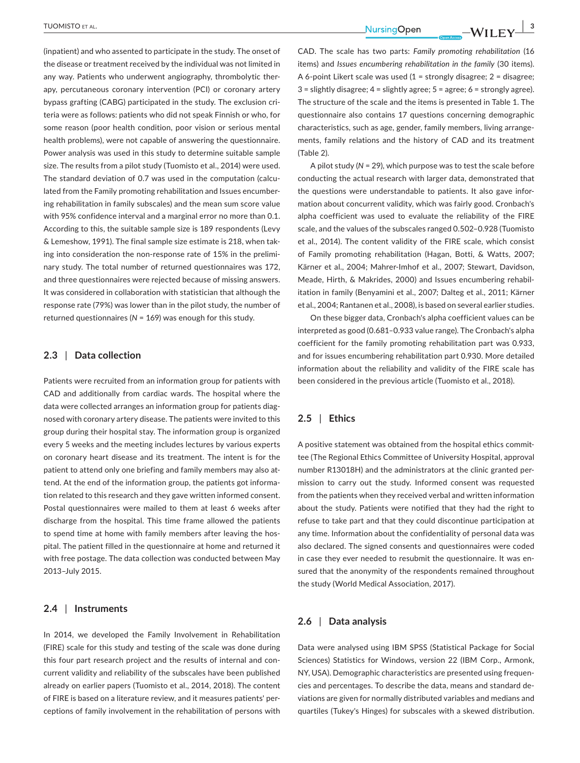(inpatient) and who assented to participate in the study. The onset of the disease or treatment received by the individual was not limited in any way. Patients who underwent angiography, thrombolytic therapy, percutaneous coronary intervention (PCI) or coronary artery bypass grafting (CABG) participated in the study. The exclusion criteria were as follows: patients who did not speak Finnish or who, for some reason (poor health condition, poor vision or serious mental health problems), were not capable of answering the questionnaire. Power analysis was used in this study to determine suitable sample size. The results from a pilot study (Tuomisto et al., 2014) were used. The standard deviation of 0.7 was used in the computation (calculated from the Family promoting rehabilitation and Issues encumbering rehabilitation in family subscales) and the mean sum score value with 95% confidence interval and a marginal error no more than 0.1. According to this, the suitable sample size is 189 respondents (Levy & Lemeshow, 1991). The final sample size estimate is 218, when taking into consideration the non-response rate of 15% in the preliminary study. The total number of returned questionnaires was 172, and three questionnaires were rejected because of missing answers. It was considered in collaboration with statistician that although the response rate (79%) was lower than in the pilot study, the number of returned questionnaires ($N$ = 169) was enough for this study.

## 2.3 | Data collection

Patients were recruited from an information group for patients with CAD and additionally from cardiac wards. The hospital where the data were collected arranges an information group for patients diagnosed with coronary artery disease. The patients were invited to this group during their hospital stay. The information group is organized every 5 weeks and the meeting includes lectures by various experts on coronary heart disease and its treatment. The intent is for the patient to attend only one briefing and family members may also attend. At the end of the information group, the patients got information related to this research and they gave written informed consent. Postal questionnaires were mailed to them at least 6 weeks after discharge from the hospital. This time frame allowed the patients to spend time at home with family members after leaving the hospital. The patient filled in the questionnaire at home and returned it with free postage. The data collection was conducted between May 2013–July 2015.

## 2.4 | Instruments

In 2014, we developed the Family Involvement in Rehabilitation (FIRE) scale for this study and testing of the scale was done during this four part research project and the results of internal and concurrent validity and reliability of the subscales have been published already on earlier papers (Tuomisto et al., 2014, 2018). The content of FIRE is based on a literature review, and it measures patients' perceptions of family involvement in the rehabilitation of persons with CAD. The scale has two parts: *Family promoting rehabilitation* (16 items) and *Issues encumbering rehabilitation in the family* (30 items). A 6-point Likert scale was used (1 = strongly disagree; 2 = disagree; 3 = slightly disagree; 4 = slightly agree; 5 = agree; 6 = strongly agree). The structure of the scale and the items is presented in Table 1. The questionnaire also contains 17 questions concerning demographic characteristics, such as age, gender, family members, living arrangements, family relations and the history of CAD and its treatment (Table 2).

A pilot study ($N$ = 29), which purpose was to test the scale before conducting the actual research with larger data, demonstrated that the questions were understandable to patients. It also gave information about concurrent validity, which was fairly good. Cronbach's alpha coefficient was used to evaluate the reliability of the FIRE scale, and the values of the subscales ranged 0.502–0.928 (Tuomisto et al., 2014). The content validity of the FIRE scale, which consist of Family promoting rehabilitation (Hagan, Botti, & Watts, 2007; Kärner et al., 2004; Mahrer-Imhof et al., 2007; Stewart, Davidson, Meade, Hirth, & Makrides, 2000) and Issues encumbering rehabilitation in family (Benyamini et al., 2007; Dalteg et al., 2011; Kärner et al., 2004; Rantanen et al., 2008), is based on several earlier studies.

On these bigger data, Cronbach's alpha coefficient values can be interpreted as good (0.681–0.933 value range). The Cronbach's alpha coefficient for the family promoting rehabilitation part was 0.933, and for issues encumbering rehabilitation part 0.930. More detailed information about the reliability and validity of the FIRE scale has been considered in the previous article (Tuomisto et al., 2018).

## 2.5 | Ethics

A positive statement was obtained from the hospital ethics committee (The Regional Ethics Committee of University Hospital, approval number R13018H) and the administrators at the clinic granted permission to carry out the study. Informed consent was requested from the patients when they received verbal and written information about the study. Patients were notified that they had the right to refuse to take part and that they could discontinue participation at any time. Information about the confidentiality of personal data was also declared. The signed consents and questionnaires were coded in case they ever needed to resubmit the questionnaire. It was ensured that the anonymity of the respondents remained throughout the study (World Medical Association, 2017).

## 2.6 | Data analysis

Data were analysed using IBM SPSS (Statistical Package for Social Sciences) Statistics for Windows, version 22 (IBM Corp., Armonk, NY, USA). Demographic characteristics are presented using frequencies and percentages. To describe the data, means and standard deviations are given for normally distributed variables and medians and quartiles (Tukey's Hinges) for subscales with a skewed distribution.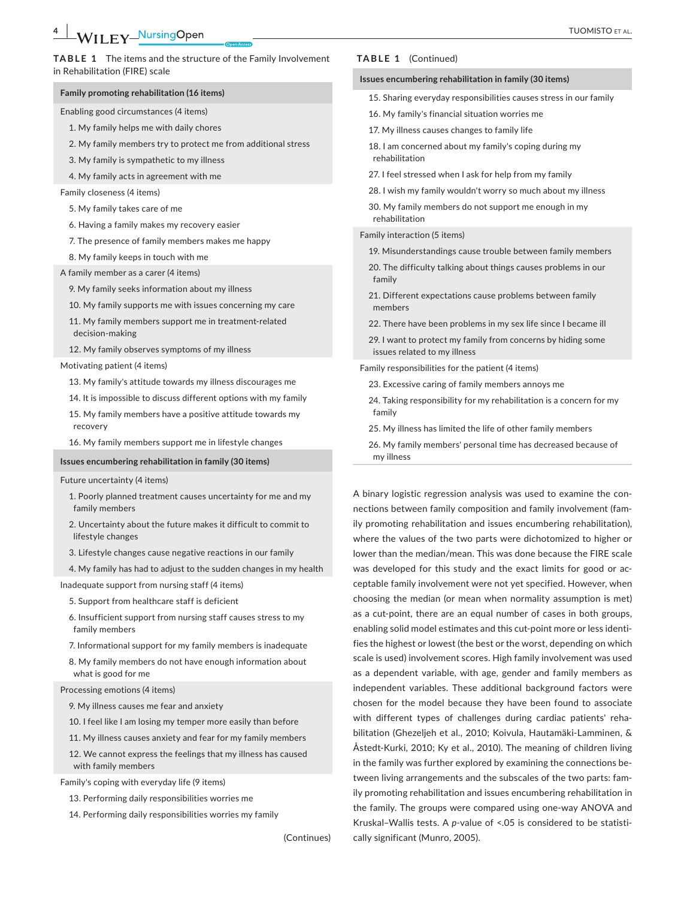**TABLE 1** The items and the structure of the Family Involvement in Rehabilitation (FIRE) scale

| Family promoting rehabilitation (16 items) |
|---|
| Enabling good circumstances (4 items) |
| 1. My family helps me with daily chores |
| 2. My family members try to protect me from additional stress |
| 3. My family is sympathetic to my illness |
| 4. My family acts in agreement with me |
| Family closeness (4 items) |
| 5. My family takes care of me |
| 6. Having a family makes my recovery easier |
| 7. The presence of family members makes me happy |
| 8. My family keeps in touch with me |
| A family member as a carer (4 items) |
| 9. My family seeks information about my illness |
| 10. My family supports me with issues concerning my care |
| 11. My family members support me in treatment-related decision-making |
| 12. My family observes symptoms of my illness |
| Motivating patient (4 items) |
| 13. My family's attitude towards my illness discourages me |
| 14. It is impossible to discuss different options with my family |
| 15. My family members have a positive attitude towards my recovery |
| 16. My family members support me in lifestyle changes |
| **Issues encumbering rehabilitation in family (30 items)** |
| Future uncertainty (4 items) |
| 1. Poorly planned treatment causes uncertainty for me and my family members |
| 2. Uncertainty about the future makes it difficult to commit to lifestyle changes |
| 3. Lifestyle changes cause negative reactions in our family |
| 4. My family has had to adjust to the sudden changes in my health |
| Inadequate support from nursing staff (4 items) |
| 5. Support from healthcare staff is deficient |
| 6. Insufficient support from nursing staff causes stress to my family members |
| 7. Informational support for my family members is inadequate |
| 8. My family members do not have enough information about what is good for me |
| Processing emotions (4 items) |
| 9. My illness causes me fear and anxiety |
| 10. I feel like I am losing my temper more easily than before |
| 11. My illness causes anxiety and fear for my family members |
| 12. We cannot express the feelings that my illness has caused with family members |
| Family's coping with everyday life (9 items) |
| 13. Performing daily responsibilities worries me |
| 14. Performing daily responsibilities worries my family |
| 15. Sharing everyday responsibilities causes stress in our family |
| 16. My family's financial situation worries me |
| 17. My illness causes changes to family life |
| 18. I am concerned about my family's coping during my rehabilitation |
| 27. I feel stressed when I ask for help from my family |
| 28. I wish my family wouldn't worry so much about my illness |
| 30. My family members do not support me enough in my rehabilitation |
| Family interaction (5 items) |
| 19. Misunderstandings cause trouble between family members |
| 20. The difficulty talking about things causes problems in our family |
| 21. Different expectations cause problems between family members |
| 22. There have been problems in my sex life since I became ill |
| 29. I want to protect my family from concerns by hiding some issues related to my illness |
| Family responsibilities for the patient (4 items) |
| 23. Excessive caring of family members annoys me |
| 24. Taking responsibility for my rehabilitation is a concern for my family |
| 25. My illness has limited the life of other family members |
| 26. My family members' personal time has decreased because of my illness |

A binary logistic regression analysis was used to examine the connections between family composition and family involvement (family promoting rehabilitation and issues encumbering rehabilitation), where the values of the two parts were dichotomized to higher or lower than the median/mean. This was done because the FIRE scale was developed for this study and the exact limits for good or acceptable family involvement were not yet specified. However, when choosing the median (or mean when normality assumption is met) as a cut-point, there are an equal number of cases in both groups, enabling solid model estimates and this cut-point more or less identifies the highest or lowest (the best or the worst, depending on which scale is used) involvement scores. High family involvement was used as a dependent variable, with age, gender and family members as independent variables. These additional background factors were chosen for the model because they have been found to associate with different types of challenges during cardiac patients' rehabilitation (Ghezeljeh et al., 2010; Koivula, Hautamäki-Lamminen, & Åstedt-Kurki, 2010; Ky et al., 2010). The meaning of children living in the family was further explored by examining the connections between living arrangements and the subscales of the two parts: family promoting rehabilitation and issues encumbering rehabilitation in the family. The groups were compared using one-way ANOVA and Kruskal–Wallis tests. A *p*-value of <.05 is considered to be statistically significant (Munro, 2005).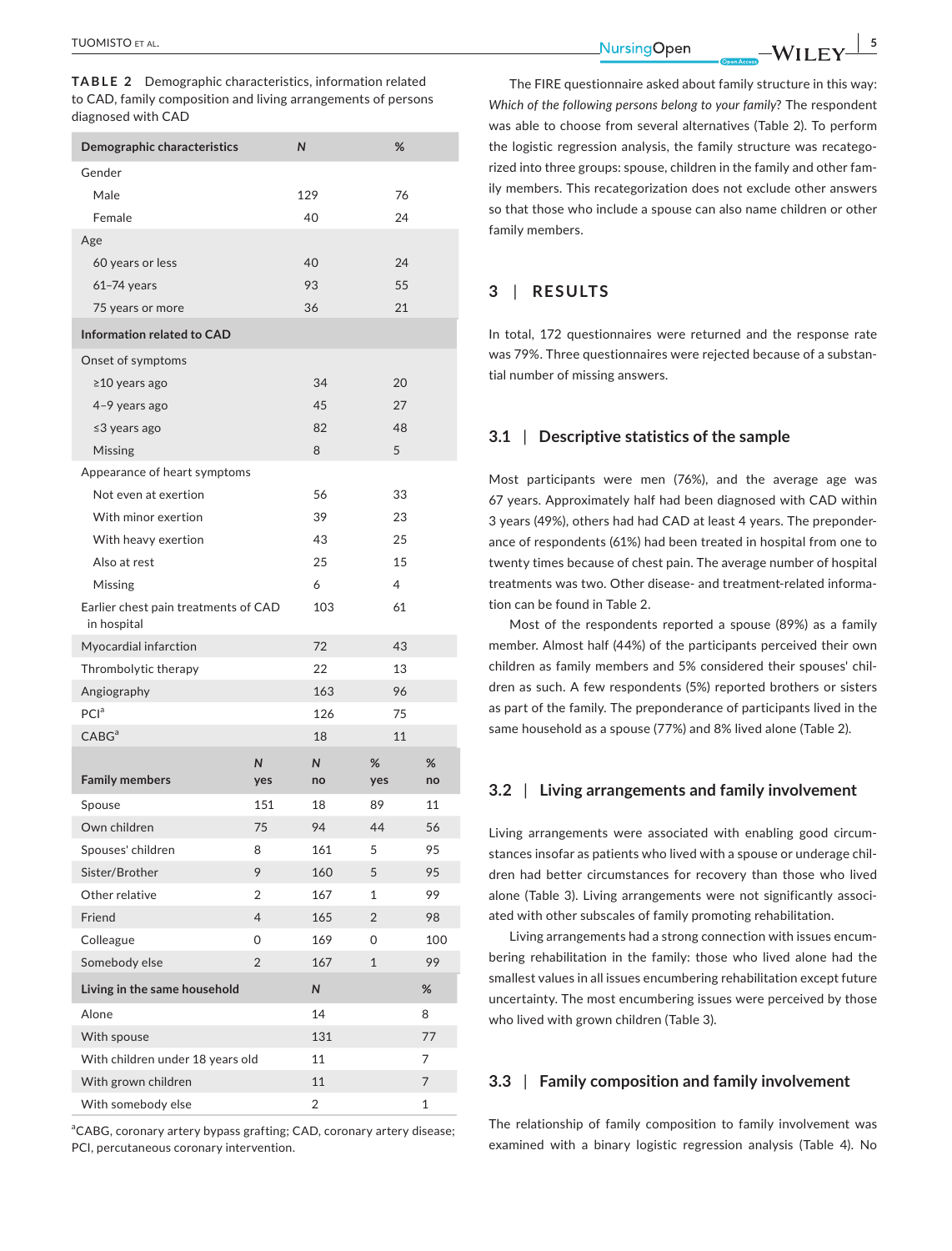**TABLE 2** Demographic characteristics, information related to CAD, family composition and living arrangements of persons diagnosed with CAD

| Demographic characteristics | N | % |
|---|---|---|
| Gender | | |
| Male | 129 | 76 |
| Female | 40 | 24 |
| Age | | |
| 60 years or less | 40 | 24 |
| 61–74 years | 93 | 55 |
| 75 years or more | 36 | 21 |
| **Information related to CAD** | | |
| Onset of symptoms | | |
| ≥10 years ago | 34 | 20 |
| 4–9 years ago | 45 | 27 |
| ≤3 years ago | 82 | 48 |
| Missing | 8 | 5 |
| Appearance of heart symptoms | | |
| Not even at exertion | 56 | 33 |
| With minor exertion | 39 | 23 |
| With heavy exertion | 43 | 25 |
| Also at rest | 25 | 15 |
| Missing | 6 | 4 |
| Earlier chest pain treatments of CAD in hospital | 103 | 61 |
| Myocardial infarction | 72 | 43 |
| Thrombolytic therapy | 22 | 13 |
| Angiography | 163 | 96 |
| PCI[a] | 126 | 75 |
| CABG[a] | 18 | 11 |

| Family members | N yes | N no | % yes | % no |
|---|---|---|---|---|
| Spouse | 151 | 18 | 89 | 11 |
| Own children | 75 | 94 | 44 | 56 |
| Spouses' children | 8 | 161 | 5 | 95 |
| Sister/Brother | 9 | 160 | 5 | 95 |
| Other relative | 2 | 167 | 1 | 99 |
| Friend | 4 | 165 | 2 | 98 |
| Colleague | 0 | 169 | 0 | 100 |
| Somebody else | 2 | 167 | 1 | 99 |

| Living in the same household | N | % |
|---|---|---|
| Alone | 14 | 8 |
| With spouse | 131 | 77 |
| With children under 18 years old | 11 | 7 |
| With grown children | 11 | 7 |
| With somebody else | 2 | 1 |

[a]CABG, coronary artery bypass grafting; CAD, coronary artery disease; PCI, percutaneous coronary intervention.

The FIRE questionnaire asked about family structure in this way: *Which of the following persons belong to your family*? The respondent was able to choose from several alternatives (Table 2). To perform the logistic regression analysis, the family structure was recategorized into three groups: spouse, children in the family and other family members. This recategorization does not exclude other answers so that those who include a spouse can also name children or other family members.

## 3 | RESULTS

In total, 172 questionnaires were returned and the response rate was 79%. Three questionnaires were rejected because of a substantial number of missing answers.

### 3.1 | Descriptive statistics of the sample

Most participants were men (76%), and the average age was 67 years. Approximately half had been diagnosed with CAD within 3 years (49%), others had had CAD at least 4 years. The preponderance of respondents (61%) had been treated in hospital from one to twenty times because of chest pain. The average number of hospital treatments was two. Other disease- and treatment-related information can be found in Table 2.

Most of the respondents reported a spouse (89%) as a family member. Almost half (44%) of the participants perceived their own children as family members and 5% considered their spouses' children as such. A few respondents (5%) reported brothers or sisters as part of the family. The preponderance of participants lived in the same household as a spouse (77%) and 8% lived alone (Table 2).

### 3.2 | Living arrangements and family involvement

Living arrangements were associated with enabling good circumstances insofar as patients who lived with a spouse or underage children had better circumstances for recovery than those who lived alone (Table 3). Living arrangements were not significantly associated with other subscales of family promoting rehabilitation.

Living arrangements had a strong connection with issues encumbering rehabilitation in the family: those who lived alone had the smallest values in all issues encumbering rehabilitation except future uncertainty. The most encumbering issues were perceived by those who lived with grown children (Table 3).

### 3.3 | Family composition and family involvement

The relationship of family composition to family involvement was examined with a binary logistic regression analysis (Table 4). No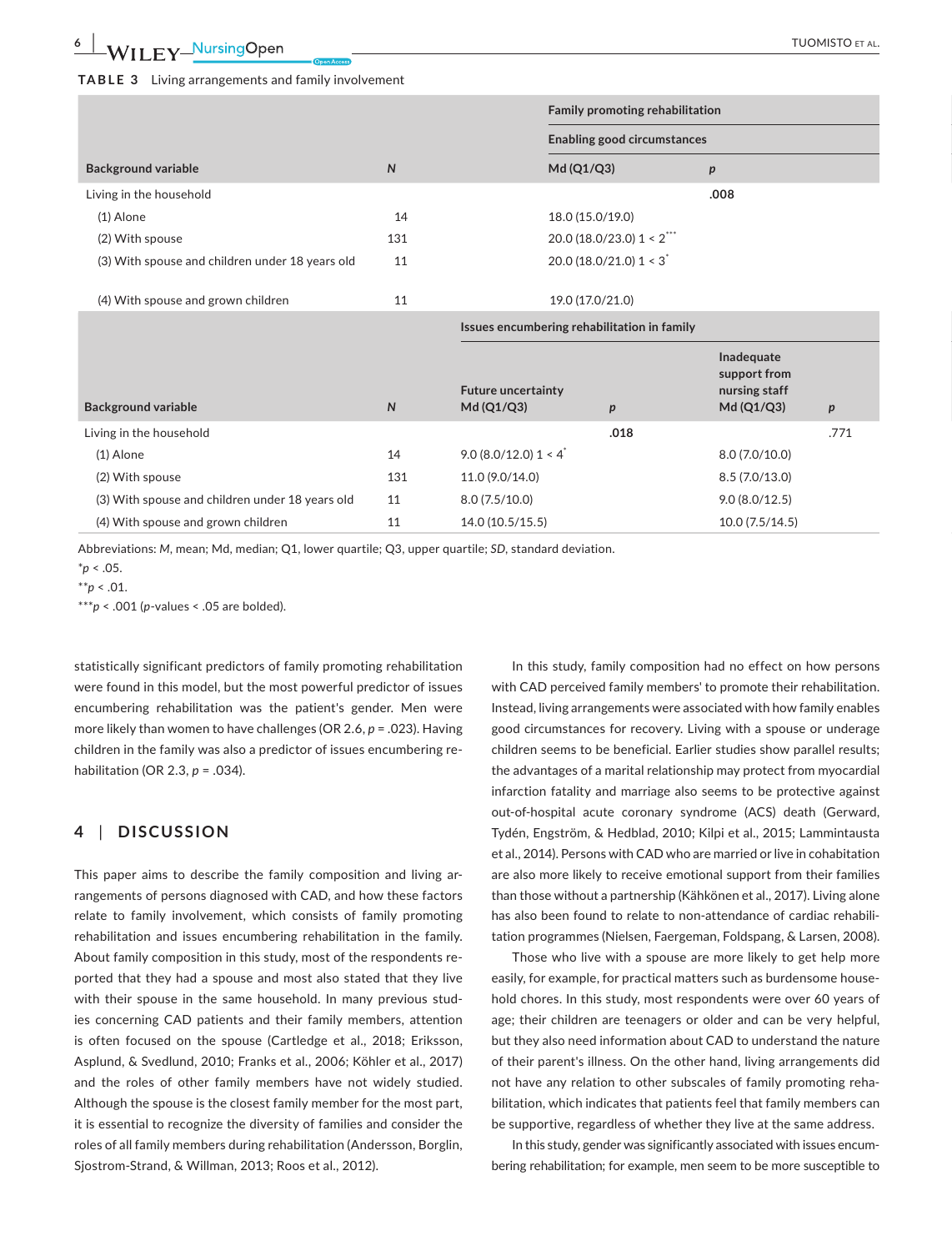**TABLE 3** Living arrangements and family involvement

| Background variable | N | Family promoting rehabilitation — Enabling good circumstances Md (Q1/Q3) | p |
|---|---|---|---|
| Living in the household | | | **.008** |
| (1) Alone | 14 | 18.0 (15.0/19.0) | |
| (2) With spouse | 131 | 20.0 (18.0/23.0) 1 < 2*** | |
| (3) With spouse and children under 18 years old | 11 | 20.0 (18.0/21.0) 1 < 3* | |
| (4) With spouse and grown children | 11 | 19.0 (17.0/21.0) | |

| Background variable | N | Issues encumbering rehabilitation in family — Future uncertainty Md (Q1/Q3) | p | Inadequate support from nursing staff Md (Q1/Q3) | p |
|---|---|---|---|---|---|
| Living in the household | | | **.018** | | .771 |
| (1) Alone | 14 | 9.0 (8.0/12.0) 1 < 4* | | 8.0 (7.0/10.0) | |
| (2) With spouse | 131 | 11.0 (9.0/14.0) | | 8.5 (7.0/13.0) | |
| (3) With spouse and children under 18 years old | 11 | 8.0 (7.5/10.0) | | 9.0 (8.0/12.5) | |
| (4) With spouse and grown children | 11 | 14.0 (10.5/15.5) | | 10.0 (7.5/14.5) | |

Abbreviations: *M*, mean; Md, median; Q1, lower quartile; Q3, upper quartile; *SD*, standard deviation.

*$p < .05$.

**$p < .01$.

***$p < .001$ ($p$-values < .05 are bolded).

statistically significant predictors of family promoting rehabilitation were found in this model, but the most powerful predictor of issues encumbering rehabilitation was the patient's gender. Men were more likely than women to have challenges (OR 2.6, $p = .023$). Having children in the family was also a predictor of issues encumbering rehabilitation (OR 2.3, $p = .034$).

## 4 | DISCUSSION

This paper aims to describe the family composition and living arrangements of persons diagnosed with CAD, and how these factors relate to family involvement, which consists of family promoting rehabilitation and issues encumbering rehabilitation in the family. About family composition in this study, most of the respondents reported that they had a spouse and most also stated that they live with their spouse in the same household. In many previous studies concerning CAD patients and their family members, attention is often focused on the spouse (Cartledge et al., 2018; Eriksson, Asplund, & Svedlund, 2010; Franks et al., 2006; Köhler et al., 2017) and the roles of other family members have not widely studied. Although the spouse is the closest family member for the most part, it is essential to recognize the diversity of families and consider the roles of all family members during rehabilitation (Andersson, Borglin, Sjostrom-Strand, & Willman, 2013; Roos et al., 2012).

In this study, family composition had no effect on how persons with CAD perceived family members' to promote their rehabilitation. Instead, living arrangements were associated with how family enables good circumstances for recovery. Living with a spouse or underage children seems to be beneficial. Earlier studies show parallel results; the advantages of a marital relationship may protect from myocardial infarction fatality and marriage also seems to be protective against out-of-hospital acute coronary syndrome (ACS) death (Gerward, Tydén, Engström, & Hedblad, 2010; Kilpi et al., 2015; Lammintausta et al., 2014). Persons with CAD who are married or live in cohabitation are also more likely to receive emotional support from their families than those without a partnership (Kähkönen et al., 2017). Living alone has also been found to relate to non-attendance of cardiac rehabilitation programmes (Nielsen, Faergeman, Foldspang, & Larsen, 2008).

Those who live with a spouse are more likely to get help more easily, for example, for practical matters such as burdensome household chores. In this study, most respondents were over 60 years of age; their children are teenagers or older and can be very helpful, but they also need information about CAD to understand the nature of their parent's illness. On the other hand, living arrangements did not have any relation to other subscales of family promoting rehabilitation, which indicates that patients feel that family members can be supportive, regardless of whether they live at the same address.

In this study, gender was significantly associated with issues encumbering rehabilitation; for example, men seem to be more susceptible to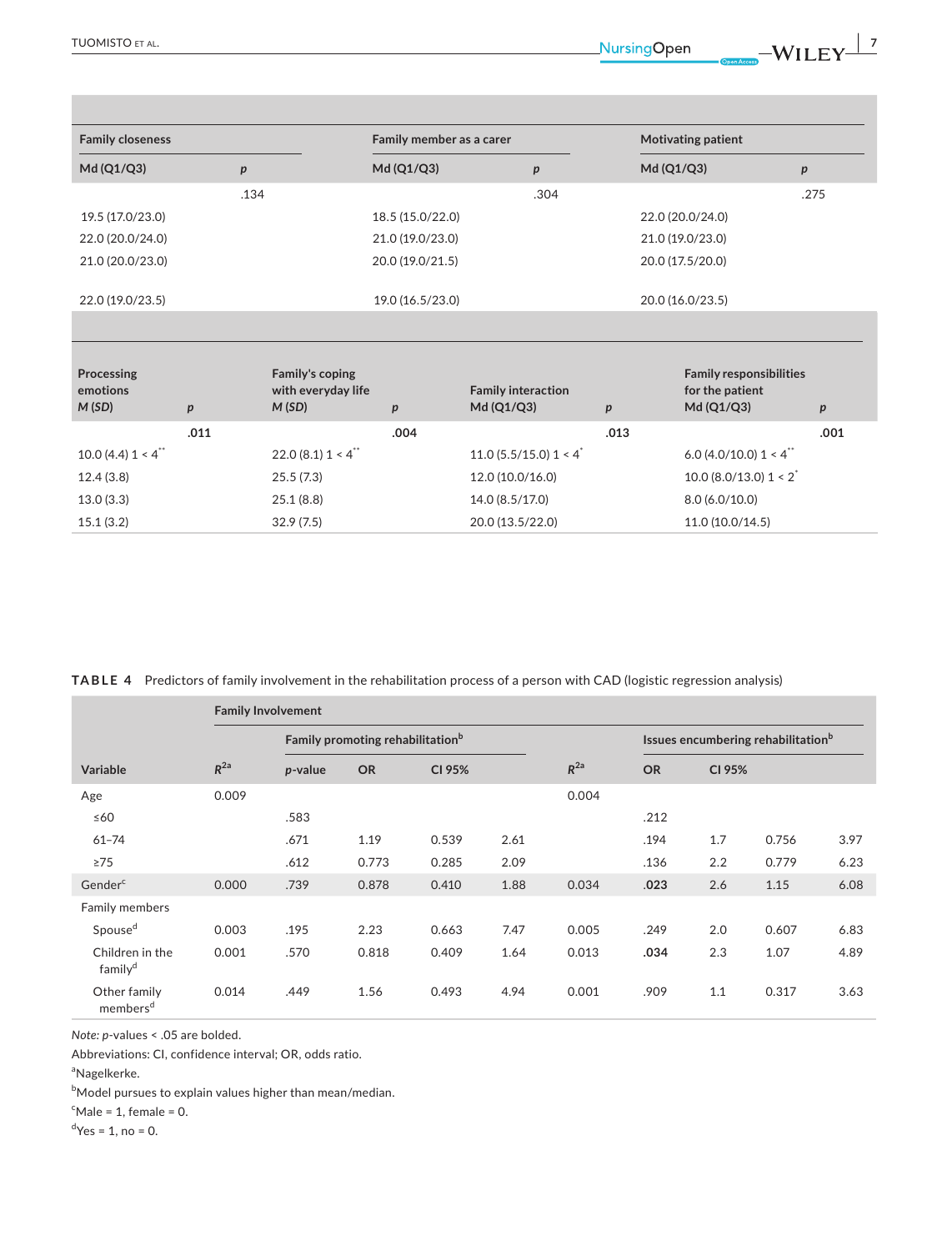| Family closeness | | Family member as a carer | | Motivating patient | |
|---|---|---|---|---|---|
| Md (Q1/Q3) | *p* | Md (Q1/Q3) | *p* | Md (Q1/Q3) | *p* |
| | .134 | | .304 | | .275 |
| 19.5 (17.0/23.0) | | 18.5 (15.0/22.0) | | 22.0 (20.0/24.0) | |
| 22.0 (20.0/24.0) | | 21.0 (19.0/23.0) | | 21.0 (19.0/23.0) | |
| 21.0 (20.0/23.0) | | 20.0 (19.0/21.5) | | 20.0 (17.5/20.0) | |
| 22.0 (19.0/23.5) | | 19.0 (16.5/23.0) | | 20.0 (16.0/23.5) | |

| Processing emotions *M (SD)* | *p* | Family's coping with everyday life *M (SD)* | *p* | Family interaction Md (Q1/Q3) | *p* | Family responsibilities for the patient Md (Q1/Q3) | *p* |
|---|---|---|---|---|---|---|---|
| | **.011** | | **.004** | | **.013** | | **.001** |
| 10.0 (4.4) 1 < 4** | | 22.0 (8.1) 1 < 4** | | 11.0 (5.5/15.0) 1 < 4* | | 6.0 (4.0/10.0) 1 < 4** | |
| 12.4 (3.8) | | 25.5 (7.3) | | 12.0 (10.0/16.0) | | 10.0 (8.0/13.0) 1 < 2* | |
| 13.0 (3.3) | | 25.1 (8.8) | | 14.0 (8.5/17.0) | | 8.0 (6.0/10.0) | |
| 15.1 (3.2) | | 32.9 (7.5) | | 20.0 (13.5/22.0) | | 11.0 (10.0/14.5) | |

**TABLE 4** Predictors of family involvement in the rehabilitation process of a person with CAD (logistic regression analysis)

| | Family Involvement | | | | | | | | | |
|---|---|---|---|---|---|---|---|---|---|---|
| | | Family promoting rehabilitation[b] | | | | | Issues encumbering rehabilitation[b] | | | |
| Variable | $R^{2a}$ | *p*-value | OR | CI 95% | | $R^{2a}$ | OR | CI 95% | | |
| Age | 0.009 | | | | | 0.004 | | | | |
| ≤60 | | .583 | | | | | .212 | | | |
| 61–74 | | .671 | 1.19 | 0.539 | 2.61 | | .194 | 1.7 | 0.756 | 3.97 |
| ≥75 | | .612 | 0.773 | 0.285 | 2.09 | | .136 | 2.2 | 0.779 | 6.23 |
| Gender[c] | 0.000 | .739 | 0.878 | 0.410 | 1.88 | 0.034 | **.023** | 2.6 | 1.15 | 6.08 |
| Family members | | | | | | | | | | |
| Spouse[d] | 0.003 | .195 | 2.23 | 0.663 | 7.47 | 0.005 | .249 | 2.0 | 0.607 | 6.83 |
| Children in the family[d] | 0.001 | .570 | 0.818 | 0.409 | 1.64 | 0.013 | **.034** | 2.3 | 1.07 | 4.89 |
| Other family members[d] | 0.014 | .449 | 1.56 | 0.493 | 4.94 | 0.001 | .909 | 1.1 | 0.317 | 3.63 |

*Note: p*-values < .05 are bolded.

Abbreviations: CI, confidence interval; OR, odds ratio.

[a]Nagelkerke.

[b]Model pursues to explain values higher than mean/median.

[c]Male = 1, female = 0.

[d]Yes = 1, no = 0.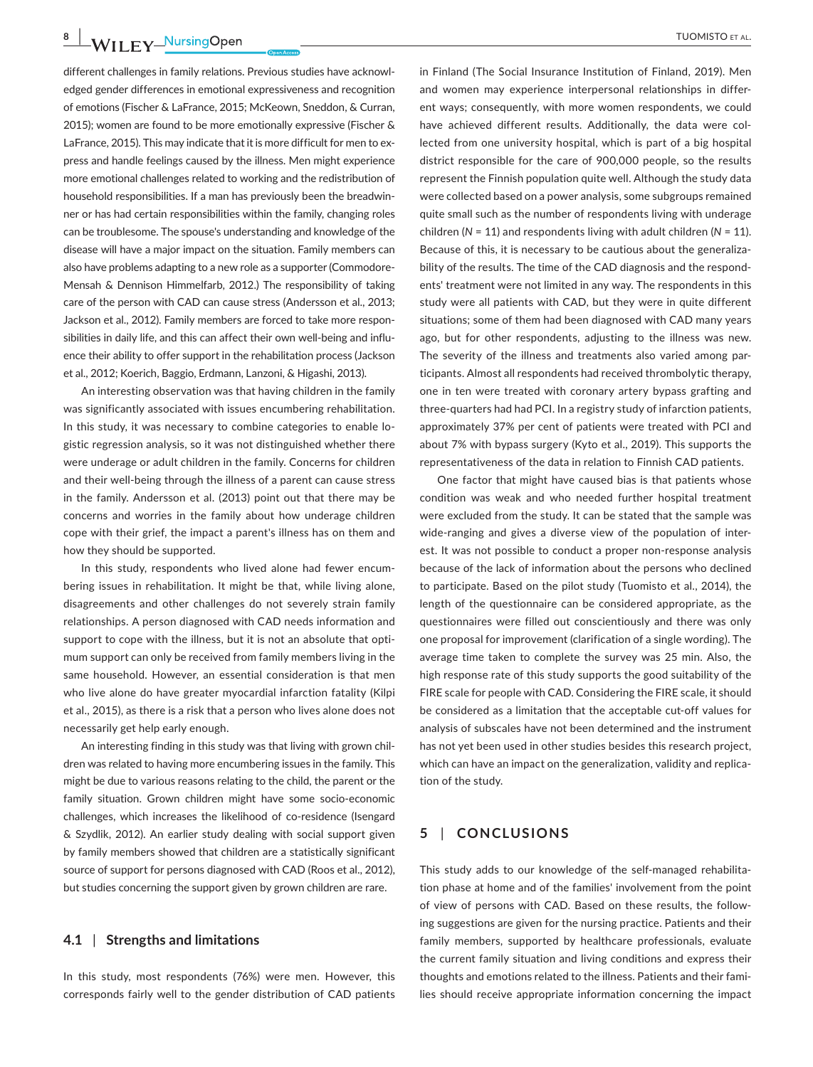different challenges in family relations. Previous studies have acknowledged gender differences in emotional expressiveness and recognition of emotions (Fischer & LaFrance, 2015; McKeown, Sneddon, & Curran, 2015); women are found to be more emotionally expressive (Fischer & LaFrance, 2015). This may indicate that it is more difficult for men to express and handle feelings caused by the illness. Men might experience more emotional challenges related to working and the redistribution of household responsibilities. If a man has previously been the breadwinner or has had certain responsibilities within the family, changing roles can be troublesome. The spouse's understanding and knowledge of the disease will have a major impact on the situation. Family members can also have problems adapting to a new role as a supporter (Commodore-Mensah & Dennison Himmelfarb, 2012.) The responsibility of taking care of the person with CAD can cause stress (Andersson et al., 2013; Jackson et al., 2012). Family members are forced to take more responsibilities in daily life, and this can affect their own well-being and influence their ability to offer support in the rehabilitation process (Jackson et al., 2012; Koerich, Baggio, Erdmann, Lanzoni, & Higashi, 2013).

An interesting observation was that having children in the family was significantly associated with issues encumbering rehabilitation. In this study, it was necessary to combine categories to enable logistic regression analysis, so it was not distinguished whether there were underage or adult children in the family. Concerns for children and their well-being through the illness of a parent can cause stress in the family. Andersson et al. (2013) point out that there may be concerns and worries in the family about how underage children cope with their grief, the impact a parent's illness has on them and how they should be supported.

In this study, respondents who lived alone had fewer encumbering issues in rehabilitation. It might be that, while living alone, disagreements and other challenges do not severely strain family relationships. A person diagnosed with CAD needs information and support to cope with the illness, but it is not an absolute that optimum support can only be received from family members living in the same household. However, an essential consideration is that men who live alone do have greater myocardial infarction fatality (Kilpi et al., 2015), as there is a risk that a person who lives alone does not necessarily get help early enough.

An interesting finding in this study was that living with grown children was related to having more encumbering issues in the family. This might be due to various reasons relating to the child, the parent or the family situation. Grown children might have some socio-economic challenges, which increases the likelihood of co-residence (Isengard & Szydlik, 2012). An earlier study dealing with social support given by family members showed that children are a statistically significant source of support for persons diagnosed with CAD (Roos et al., 2012), but studies concerning the support given by grown children are rare.

### 4.1 | Strengths and limitations

In this study, most respondents (76%) were men. However, this corresponds fairly well to the gender distribution of CAD patients in Finland (The Social Insurance Institution of Finland, 2019). Men and women may experience interpersonal relationships in different ways; consequently, with more women respondents, we could have achieved different results. Additionally, the data were collected from one university hospital, which is part of a big hospital district responsible for the care of 900,000 people, so the results represent the Finnish population quite well. Although the study data were collected based on a power analysis, some subgroups remained quite small such as the number of respondents living with underage children (*N* = 11) and respondents living with adult children (*N* = 11). Because of this, it is necessary to be cautious about the generalizability of the results. The time of the CAD diagnosis and the respondents' treatment were not limited in any way. The respondents in this study were all patients with CAD, but they were in quite different situations; some of them had been diagnosed with CAD many years ago, but for other respondents, adjusting to the illness was new. The severity of the illness and treatments also varied among participants. Almost all respondents had received thrombolytic therapy, one in ten were treated with coronary artery bypass grafting and three-quarters had had PCI. In a registry study of infarction patients, approximately 37% per cent of patients were treated with PCI and about 7% with bypass surgery (Kyto et al., 2019). This supports the representativeness of the data in relation to Finnish CAD patients.

One factor that might have caused bias is that patients whose condition was weak and who needed further hospital treatment were excluded from the study. It can be stated that the sample was wide-ranging and gives a diverse view of the population of interest. It was not possible to conduct a proper non-response analysis because of the lack of information about the persons who declined to participate. Based on the pilot study (Tuomisto et al., 2014), the length of the questionnaire can be considered appropriate, as the questionnaires were filled out conscientiously and there was only one proposal for improvement (clarification of a single wording). The average time taken to complete the survey was 25 min. Also, the high response rate of this study supports the good suitability of the FIRE scale for people with CAD. Considering the FIRE scale, it should be considered as a limitation that the acceptable cut-off values for analysis of subscales have not been determined and the instrument has not yet been used in other studies besides this research project, which can have an impact on the generalization, validity and replication of the study.

## 5 | CONCLUSIONS

This study adds to our knowledge of the self-managed rehabilitation phase at home and of the families' involvement from the point of view of persons with CAD. Based on these results, the following suggestions are given for the nursing practice. Patients and their family members, supported by healthcare professionals, evaluate the current family situation and living conditions and express their thoughts and emotions related to the illness. Patients and their families should receive appropriate information concerning the impact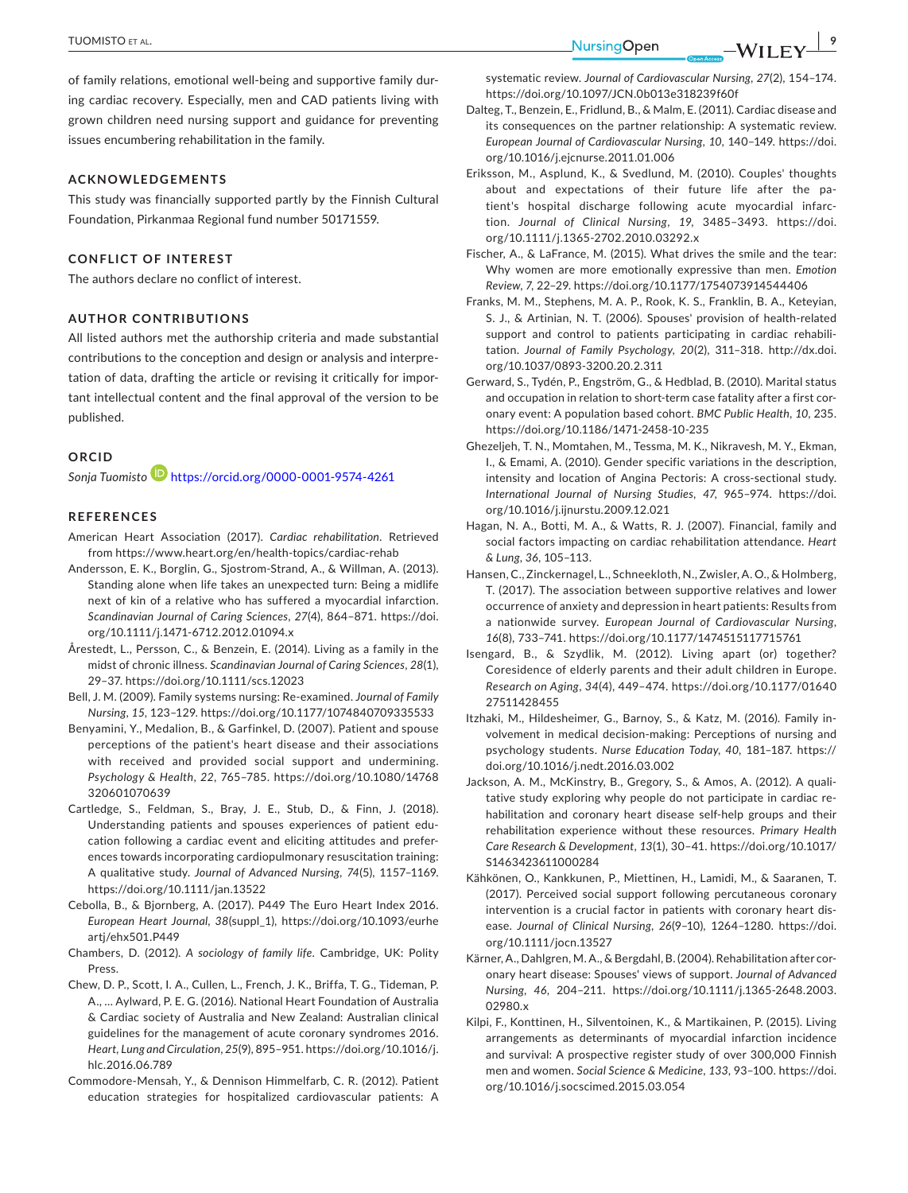of family relations, emotional well-being and supportive family during cardiac recovery. Especially, men and CAD patients living with grown children need nursing support and guidance for preventing issues encumbering rehabilitation in the family.

## ACKNOWLEDGEMENTS

This study was financially supported partly by the Finnish Cultural Foundation, Pirkanmaa Regional fund number 50171559.

## CONFLICT OF INTEREST

The authors declare no conflict of interest.

## AUTHOR CONTRIBUTIONS

All listed authors met the authorship criteria and made substantial contributions to the conception and design or analysis and interpretation of data, drafting the article or revising it critically for important intellectual content and the final approval of the version to be published.

## ORCID

*Sonja Tuomisto* https://orcid.org/0000-0001-9574-4261

## REFERENCES

American Heart Association (2017). *Cardiac rehabilitation*. Retrieved from https://www.heart.org/en/health-topics/cardiac-rehab

Andersson, E. K., Borglin, G., Sjostrom-Strand, A., & Willman, A. (2013). Standing alone when life takes an unexpected turn: Being a midlife next of kin of a relative who has suffered a myocardial infarction. *Scandinavian Journal of Caring Sciences*, *27*(4), 864–871. https://doi.org/10.1111/j.1471-6712.2012.01094.x

Årestedt, L., Persson, C., & Benzein, E. (2014). Living as a family in the midst of chronic illness. *Scandinavian Journal of Caring Sciences*, *28*(1), 29–37. https://doi.org/10.1111/scs.12023

Bell, J. M. (2009). Family systems nursing: Re-examined. *Journal of Family Nursing*, *15*, 123–129. https://doi.org/10.1177/1074840709335533

Benyamini, Y., Medalion, B., & Garfinkel, D. (2007). Patient and spouse perceptions of the patient's heart disease and their associations with received and provided social support and undermining. *Psychology & Health*, *22*, 765–785. https://doi.org/10.1080/14768320601070639

Cartledge, S., Feldman, S., Bray, J. E., Stub, D., & Finn, J. (2018). Understanding patients and spouses experiences of patient education following a cardiac event and eliciting attitudes and preferences towards incorporating cardiopulmonary resuscitation training: A qualitative study. *Journal of Advanced Nursing*, *74*(5), 1157–1169. https://doi.org/10.1111/jan.13522

Cebolla, B., & Bjornberg, A. (2017). P449 The Euro Heart Index 2016. *European Heart Journal*, *38*(suppl_1), https://doi.org/10.1093/eurheartj/ehx501.P449

Chambers, D. (2012). *A sociology of family life*. Cambridge, UK: Polity Press.

Chew, D. P., Scott, I. A., Cullen, L., French, J. K., Briffa, T. G., Tideman, P. A., … Aylward, P. E. G. (2016). National Heart Foundation of Australia & Cardiac society of Australia and New Zealand: Australian clinical guidelines for the management of acute coronary syndromes 2016. *Heart, Lung and Circulation*, *25*(9), 895–951. https://doi.org/10.1016/j.hlc.2016.06.789

Commodore-Mensah, Y., & Dennison Himmelfarb, C. R. (2012). Patient education strategies for hospitalized cardiovascular patients: A systematic review. *Journal of Cardiovascular Nursing*, *27*(2), 154–174. https://doi.org/10.1097/JCN.0b013e318239f60f

Dalteg, T., Benzein, E., Fridlund, B., & Malm, E. (2011). Cardiac disease and its consequences on the partner relationship: A systematic review. *European Journal of Cardiovascular Nursing*, *10*, 140–149. https://doi.org/10.1016/j.ejcnurse.2011.01.006

Eriksson, M., Asplund, K., & Svedlund, M. (2010). Couples' thoughts about and expectations of their future life after the patient's hospital discharge following acute myocardial infarction. *Journal of Clinical Nursing*, *19*, 3485–3493. https://doi.org/10.1111/j.1365-2702.2010.03292.x

Fischer, A., & LaFrance, M. (2015). What drives the smile and the tear: Why women are more emotionally expressive than men. *Emotion Review*, *7*, 22–29. https://doi.org/10.1177/1754073914544406

Franks, M. M., Stephens, M. A. P., Rook, K. S., Franklin, B. A., Keteyian, S. J., & Artinian, N. T. (2006). Spouses' provision of health-related support and control to patients participating in cardiac rehabilitation. *Journal of Family Psychology*, *20*(2), 311–318. http://dx.doi.org/10.1037/0893-3200.20.2.311

Gerward, S., Tydén, P., Engström, G., & Hedblad, B. (2010). Marital status and occupation in relation to short-term case fatality after a first coronary event: A population based cohort. *BMC Public Health*, *10*, 235. https://doi.org/10.1186/1471-2458-10-235

Ghezeljeh, T. N., Momtahen, M., Tessma, M. K., Nikravesh, M. Y., Ekman, I., & Emami, A. (2010). Gender specific variations in the description, intensity and location of Angina Pectoris: A cross-sectional study. *International Journal of Nursing Studies*, *47*, 965–974. https://doi.org/10.1016/j.ijnurstu.2009.12.021

Hagan, N. A., Botti, M. A., & Watts, R. J. (2007). Financial, family and social factors impacting on cardiac rehabilitation attendance. *Heart & Lung*, *36*, 105–113.

Hansen, C., Zinckernagel, L., Schneekloth, N., Zwisler, A. O., & Holmberg, T. (2017). The association between supportive relatives and lower occurrence of anxiety and depression in heart patients: Results from a nationwide survey. *European Journal of Cardiovascular Nursing*, *16*(8), 733–741. https://doi.org/10.1177/1474515117715761

Isengard, B., & Szydlik, M. (2012). Living apart (or) together? Coresidence of elderly parents and their adult children in Europe. *Research on Aging*, *34*(4), 449–474. https://doi.org/10.1177/0164027511428455

Itzhaki, M., Hildesheimer, G., Barnoy, S., & Katz, M. (2016). Family involvement in medical decision-making: Perceptions of nursing and psychology students. *Nurse Education Today*, *40*, 181–187. https://doi.org/10.1016/j.nedt.2016.03.002

Jackson, A. M., McKinstry, B., Gregory, S., & Amos, A. (2012). A qualitative study exploring why people do not participate in cardiac rehabilitation and coronary heart disease self-help groups and their rehabilitation experience without these resources. *Primary Health Care Research & Development*, *13*(1), 30–41. https://doi.org/10.1017/S1463423611000284

Kähkönen, O., Kankkunen, P., Miettinen, H., Lamidi, M., & Saaranen, T. (2017). Perceived social support following percutaneous coronary intervention is a crucial factor in patients with coronary heart disease. *Journal of Clinical Nursing*, *26*(9–10), 1264–1280. https://doi.org/10.1111/jocn.13527

Kärner, A., Dahlgren, M. A., & Bergdahl, B. (2004). Rehabilitation after coronary heart disease: Spouses' views of support. *Journal of Advanced Nursing*, *46*, 204–211. https://doi.org/10.1111/j.1365-2648.2003.02980.x

Kilpi, F., Konttinen, H., Silventoinen, K., & Martikainen, P. (2015). Living arrangements as determinants of myocardial infarction incidence and survival: A prospective register study of over 300,000 Finnish men and women. *Social Science & Medicine*, *133*, 93–100. https://doi.org/10.1016/j.socscimed.2015.03.054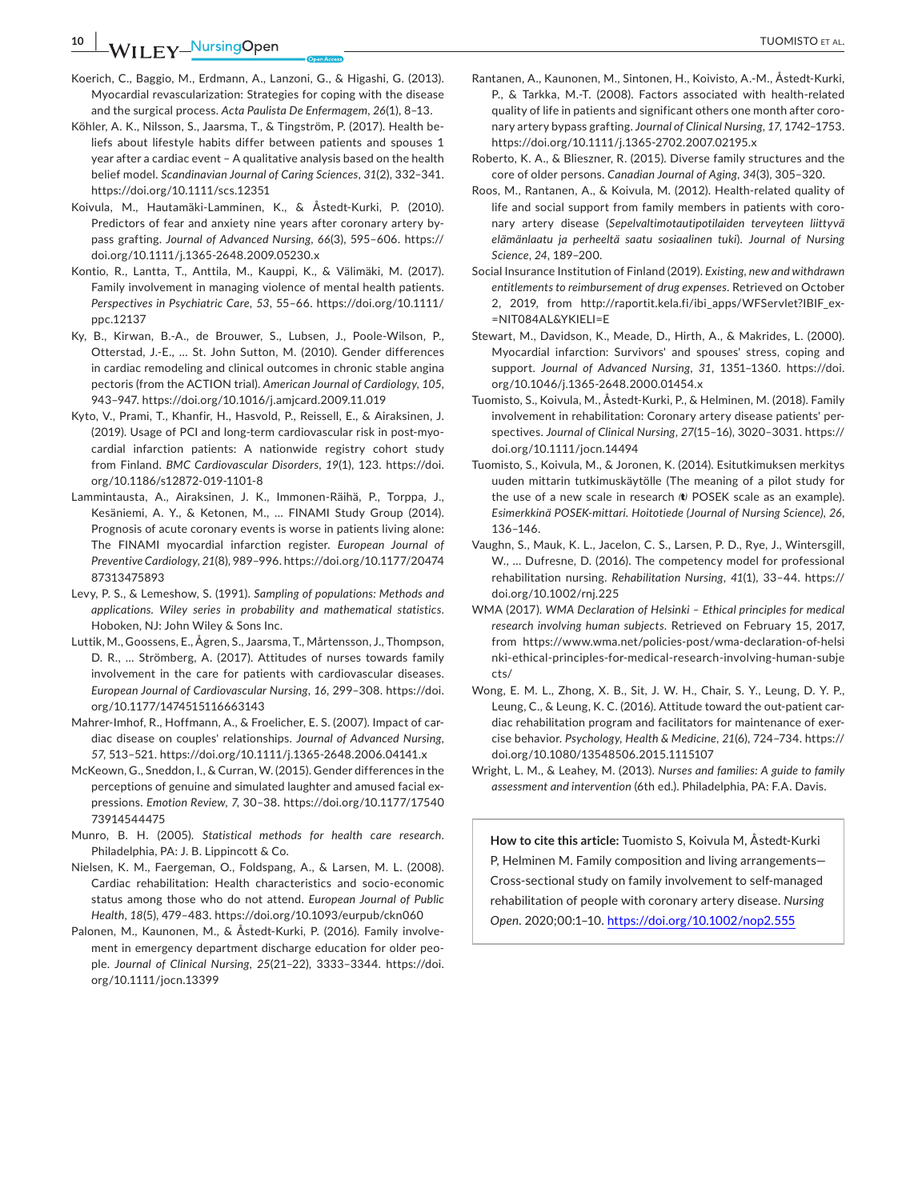Koerich, C., Baggio, M., Erdmann, A., Lanzoni, G., & Higashi, G. (2013). Myocardial revascularization: Strategies for coping with the disease and the surgical process. *Acta Paulista De Enfermagem*, *26*(1), 8–13.

Köhler, A. K., Nilsson, S., Jaarsma, T., & Tingström, P. (2017). Health beliefs about lifestyle habits differ between patients and spouses 1 year after a cardiac event – A qualitative analysis based on the health belief model. *Scandinavian Journal of Caring Sciences*, *31*(2), 332–341. https://doi.org/10.1111/scs.12351

Koivula, M., Hautamäki-Lamminen, K., & Åstedt-Kurki, P. (2010). Predictors of fear and anxiety nine years after coronary artery bypass grafting. *Journal of Advanced Nursing*, *66*(3), 595–606. https://doi.org/10.1111/j.1365-2648.2009.05230.x

Kontio, R., Lantta, T., Anttila, M., Kauppi, K., & Välimäki, M. (2017). Family involvement in managing violence of mental health patients. *Perspectives in Psychiatric Care*, *53*, 55–66. https://doi.org/10.1111/ppc.12137

Ky, B., Kirwan, B.-A., de Brouwer, S., Lubsen, J., Poole-Wilson, P., Otterstad, J.-E., … St. John Sutton, M. (2010). Gender differences in cardiac remodeling and clinical outcomes in chronic stable angina pectoris (from the ACTION trial). *American Journal of Cardiology*, *105*, 943–947. https://doi.org/10.1016/j.amjcard.2009.11.019

Kyto, V., Prami, T., Khanfir, H., Hasvold, P., Reissell, E., & Airaksinen, J. (2019). Usage of PCI and long-term cardiovascular risk in post-myocardial infarction patients: A nationwide registry cohort study from Finland. *BMC Cardiovascular Disorders*, *19*(1), 123. https://doi.org/10.1186/s12872-019-1101-8

Lammintausta, A., Airaksinen, J. K., Immonen-Räihä, P., Torppa, J., Kesäniemi, A. Y., & Ketonen, M., … FINAMI Study Group (2014). Prognosis of acute coronary events is worse in patients living alone: The FINAMI myocardial infarction register. *European Journal of Preventive Cardiology*, *21*(8), 989–996. https://doi.org/10.1177/2047487313475893

Levy, P. S., & Lemeshow, S. (1991). *Sampling of populations: Methods and applications. Wiley series in probability and mathematical statistics*. Hoboken, NJ: John Wiley & Sons Inc.

Luttik, M., Goossens, E., Ågren, S., Jaarsma, T., Mårtensson, J., Thompson, D. R., … Strömberg, A. (2017). Attitudes of nurses towards family involvement in the care for patients with cardiovascular diseases. *European Journal of Cardiovascular Nursing*, *16*, 299–308. https://doi.org/10.1177/1474515116663143

Mahrer-Imhof, R., Hoffmann, A., & Froelicher, E. S. (2007). Impact of cardiac disease on couples' relationships. *Journal of Advanced Nursing*, *57*, 513–521. https://doi.org/10.1111/j.1365-2648.2006.04141.x

McKeown, G., Sneddon, I., & Curran, W. (2015). Gender differences in the perceptions of genuine and simulated laughter and amused facial expressions. *Emotion Review*, *7*, 30–38. https://doi.org/10.1177/1754073914544475

Munro, B. H. (2005). *Statistical methods for health care research*. Philadelphia, PA: J. B. Lippincott & Co.

Nielsen, K. M., Faergeman, O., Foldspang, A., & Larsen, M. L. (2008). Cardiac rehabilitation: Health characteristics and socio-economic status among those who do not attend. *European Journal of Public Health*, *18*(5), 479–483. https://doi.org/10.1093/eurpub/ckn060

Palonen, M., Kaunonen, M., & Åstedt-Kurki, P. (2016). Family involvement in emergency department discharge education for older people. *Journal of Clinical Nursing*, *25*(21–22), 3333–3344. https://doi.org/10.1111/jocn.13399

Rantanen, A., Kaunonen, M., Sintonen, H., Koivisto, A.-M., Åstedt-Kurki, P., & Tarkka, M.-T. (2008). Factors associated with health-related quality of life in patients and significant others one month after coronary artery bypass grafting. *Journal of Clinical Nursing*, *17*, 1742–1753. https://doi.org/10.1111/j.1365-2702.2007.02195.x

Roberto, K. A., & Blieszner, R. (2015). Diverse family structures and the core of older persons. *Canadian Journal of Aging*, *34*(3), 305–320.

Roos, M., Rantanen, A., & Koivula, M. (2012). Health-related quality of life and social support from family members in patients with coronary artery disease (*Sepelvaltimotautipotilaiden terveyteen liittyvä elämänlaatu ja perheeltä saatu sosiaalinen tuki*). *Journal of Nursing Science*, *24*, 189–200.

Social Insurance Institution of Finland (2019). *Existing, new and withdrawn entitlements to reimbursement of drug expenses*. Retrieved on October 2, 2019, from http://raportit.kela.fi/ibi_apps/WFServlet?IBIF_ex=NIT084AL&YKIELI=E

Stewart, M., Davidson, K., Meade, D., Hirth, A., & Makrides, L. (2000). Myocardial infarction: Survivors' and spouses' stress, coping and support. *Journal of Advanced Nursing*, *31*, 1351–1360. https://doi.org/10.1046/j.1365-2648.2000.01454.x

Tuomisto, S., Koivula, M., Åstedt-Kurki, P., & Helminen, M. (2018). Family involvement in rehabilitation: Coronary artery disease patients' perspectives. *Journal of Clinical Nursing*, *27*(15–16), 3020–3031. https://doi.org/10.1111/jocn.14494

Tuomisto, S., Koivula, M., & Joronen, K. (2014). Esitutkimuksen merkitys uuden mittarin tutkimuskäytölle (The meaning of a pilot study for the use of a new scale in research ‐ POSEK scale as an example). *Esimerkkinä POSEK-mittari. Hoitotiede (Journal of Nursing Science)*, *26*, 136–146.

Vaughn, S., Mauk, K. L., Jacelon, C. S., Larsen, P. D., Rye, J., Wintersgill, W., … Dufresne, D. (2016). The competency model for professional rehabilitation nursing. *Rehabilitation Nursing*, *41*(1), 33–44. https://doi.org/10.1002/rnj.225

WMA (2017). *WMA Declaration of Helsinki – Ethical principles for medical research involving human subjects*. Retrieved on February 15, 2017, from https://www.wma.net/policies-post/wma-declaration-of-helsinki-ethical-principles-for-medical-research-involving-human-subjects/

Wong, E. M. L., Zhong, X. B., Sit, J. W. H., Chair, S. Y., Leung, D. Y. P., Leung, C., & Leung, K. C. (2016). Attitude toward the out-patient cardiac rehabilitation program and facilitators for maintenance of exercise behavior. *Psychology, Health & Medicine*, *21*(6), 724–734. https://doi.org/10.1080/13548506.2015.1115107

Wright, L. M., & Leahey, M. (2013). *Nurses and families: A guide to family assessment and intervention* (6th ed.). Philadelphia, PA: F.A. Davis.

**How to cite this article:** Tuomisto S, Koivula M, Åstedt-Kurki P, Helminen M. Family composition and living arrangements—Cross-sectional study on family involvement to self-managed rehabilitation of people with coronary artery disease. *Nursing Open*. 2020;00:1–10. https://doi.org/10.1002/nop2.555